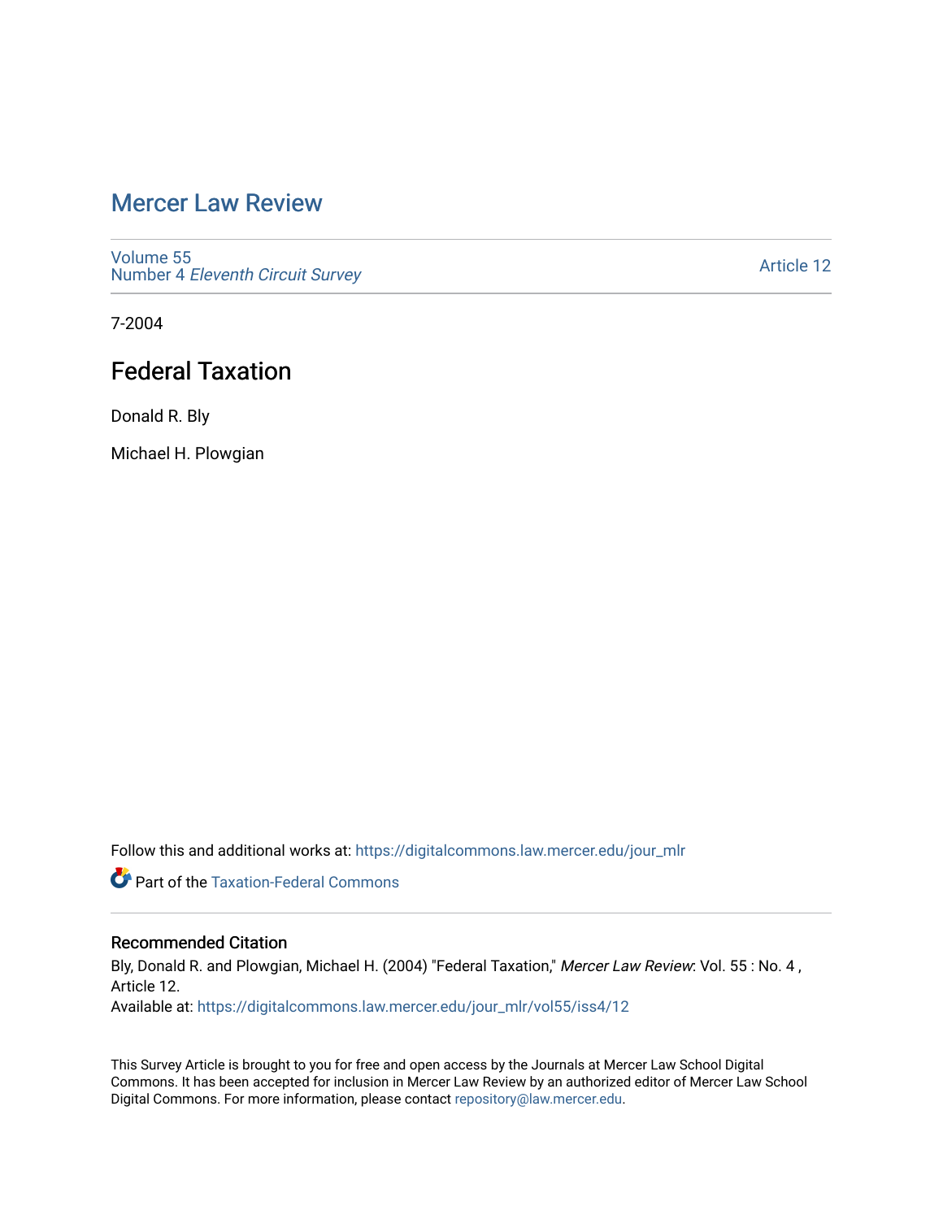# Mercer Law Review

Volume 55
Number 4 *Eleventh Circuit Survey*

Article 12

7-2004

## Federal Taxation

Donald R. Bly

Michael H. Plowgian

Follow this and additional works at: https://digitalcommons.law.mercer.edu/jour_mlr

Part of the Taxation-Federal Commons

### Recommended Citation

Bly, Donald R. and Plowgian, Michael H. (2004) "Federal Taxation," *Mercer Law Review*: Vol. 55 : No. 4 , Article 12.
Available at: https://digitalcommons.law.mercer.edu/jour_mlr/vol55/iss4/12

This Survey Article is brought to you for free and open access by the Journals at Mercer Law School Digital Commons. It has been accepted for inclusion in Mercer Law Review by an authorized editor of Mercer Law School Digital Commons. For more information, please contact repository@law.mercer.edu.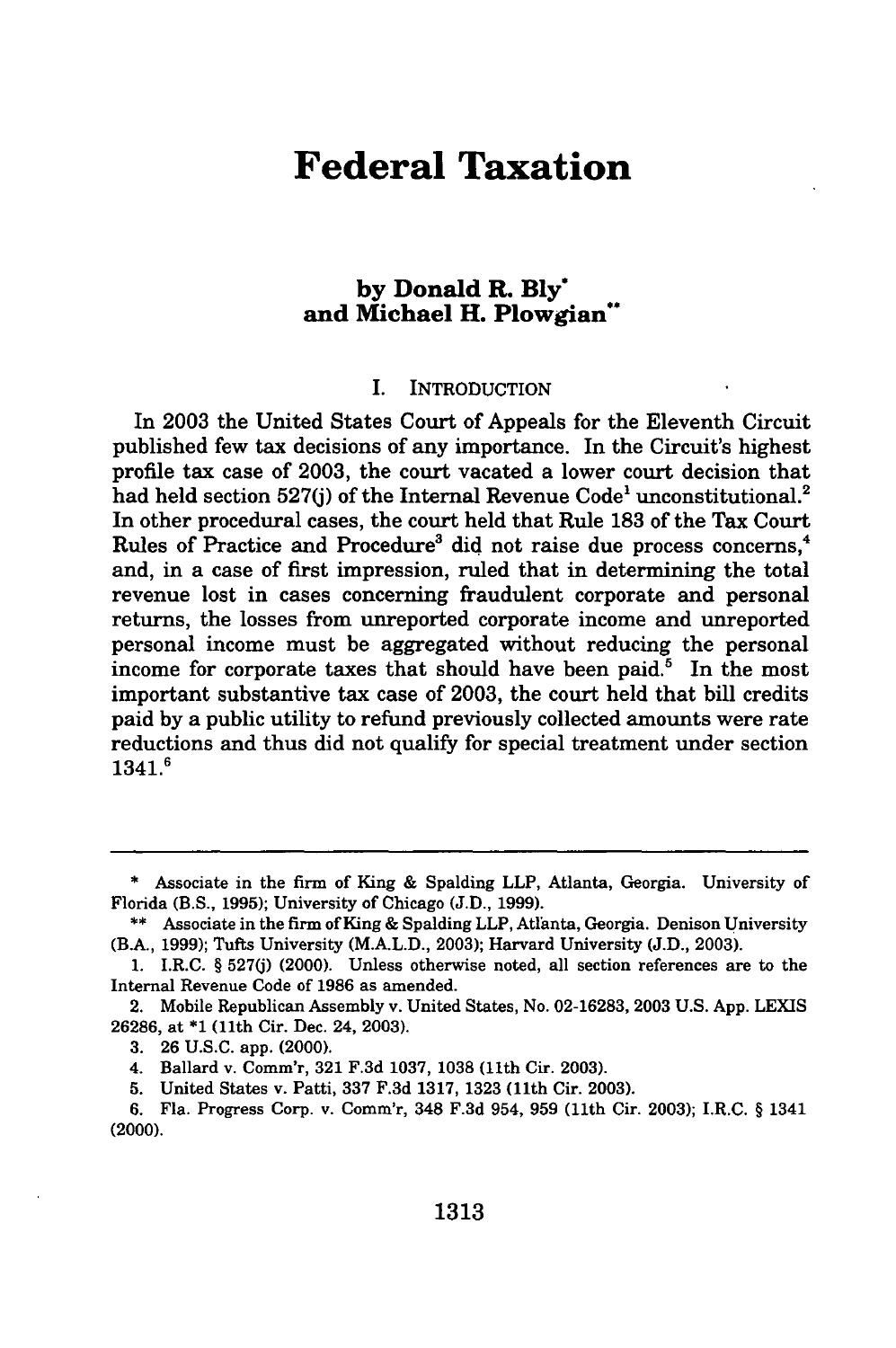# Federal Taxation

**by Donald R. Bly*
and Michael H. Plowgian****

## I. INTRODUCTION

In 2003 the United States Court of Appeals for the Eleventh Circuit published few tax decisions of any importance. In the Circuit's highest profile tax case of 2003, the court vacated a lower court decision that had held section 527(j) of the Internal Revenue Code[1] unconstitutional.[2] In other procedural cases, the court held that Rule 183 of the Tax Court Rules of Practice and Procedure[3] did not raise due process concerns,[4] and, in a case of first impression, ruled that in determining the total revenue lost in cases concerning fraudulent corporate and personal returns, the losses from unreported corporate income and unreported personal income must be aggregated without reducing the personal income for corporate taxes that should have been paid.[5] In the most important substantive tax case of 2003, the court held that bill credits paid by a public utility to refund previously collected amounts were rate reductions and thus did not qualify for special treatment under section 1341.[6]

---

\* Associate in the firm of King & Spalding LLP, Atlanta, Georgia. University of Florida (B.S., 1995); University of Chicago (J.D., 1999).

\*\* Associate in the firm of King & Spalding LLP, Atlanta, Georgia. Denison University (B.A., 1999); Tufts University (M.A.L.D., 2003); Harvard University (J.D., 2003).

1. I.R.C. § 527(j) (2000). Unless otherwise noted, all section references are to the Internal Revenue Code of 1986 as amended.

2. Mobile Republican Assembly v. United States, No. 02-16283, 2003 U.S. App. LEXIS 26286, at *1 (11th Cir. Dec. 24, 2003).

3. 26 U.S.C. app. (2000).

4. Ballard v. Comm'r, 321 F.3d 1037, 1038 (11th Cir. 2003).

5. United States v. Patti, 337 F.3d 1317, 1323 (11th Cir. 2003).

6. Fla. Progress Corp. v. Comm'r, 348 F.3d 954, 959 (11th Cir. 2003); I.R.C. § 1341 (2000).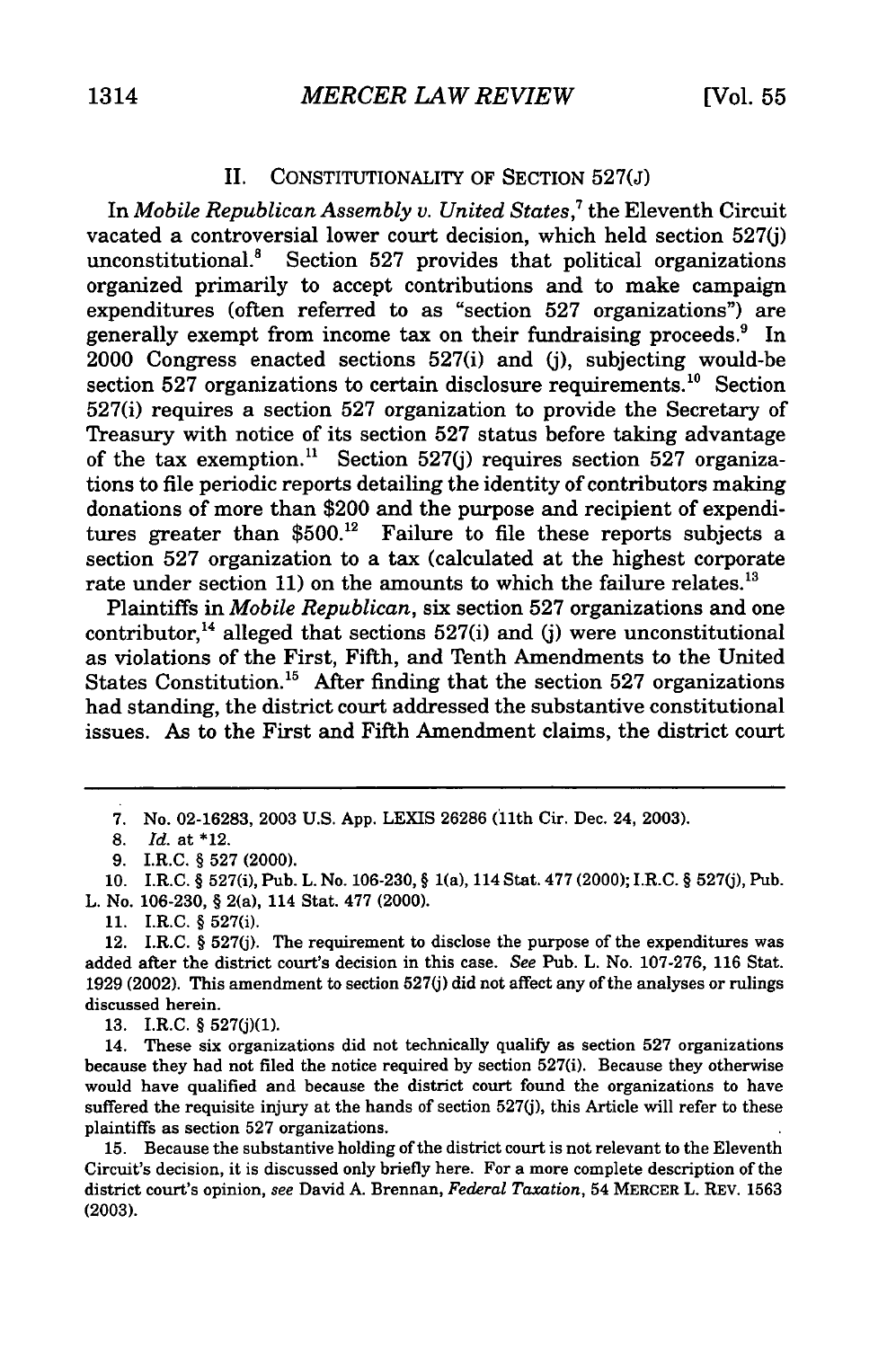## II. CONSTITUTIONALITY OF SECTION 527(J)

In *Mobile Republican Assembly v. United States*,[7] the Eleventh Circuit vacated a controversial lower court decision, which held section 527(j) unconstitutional.[8] Section 527 provides that political organizations organized primarily to accept contributions and to make campaign expenditures (often referred to as "section 527 organizations") are generally exempt from income tax on their fundraising proceeds.[9] In 2000 Congress enacted sections 527(i) and (j), subjecting would-be section 527 organizations to certain disclosure requirements.[10] Section 527(i) requires a section 527 organization to provide the Secretary of Treasury with notice of its section 527 status before taking advantage of the tax exemption.[11] Section 527(j) requires section 527 organizations to file periodic reports detailing the identity of contributors making donations of more than $200 and the purpose and recipient of expenditures greater than $500.[12] Failure to file these reports subjects a section 527 organization to a tax (calculated at the highest corporate rate under section 11) on the amounts to which the failure relates.[13]

Plaintiffs in *Mobile Republican*, six section 527 organizations and one contributor,[14] alleged that sections 527(i) and (j) were unconstitutional as violations of the First, Fifth, and Tenth Amendments to the United States Constitution.[15] After finding that the section 527 organizations had standing, the district court addressed the substantive constitutional issues. As to the First and Fifth Amendment claims, the district court

---

7. No. 02-16283, 2003 U.S. App. LEXIS 26286 (11th Cir. Dec. 24, 2003).

8. *Id.* at *12.

9. I.R.C. § 527 (2000).

10. I.R.C. § 527(i), Pub. L. No. 106-230, § 1(a), 114 Stat. 477 (2000); I.R.C. § 527(j), Pub. L. No. 106-230, § 2(a), 114 Stat. 477 (2000).

11. I.R.C. § 527(i).

12. I.R.C. § 527(j). The requirement to disclose the purpose of the expenditures was added after the district court's decision in this case. *See* Pub. L. No. 107-276, 116 Stat. 1929 (2002). This amendment to section 527(j) did not affect any of the analyses or rulings discussed herein.

13. I.R.C. § 527(j)(1).

14. These six organizations did not technically qualify as section 527 organizations because they had not filed the notice required by section 527(i). Because they otherwise would have qualified and because the district court found the organizations to have suffered the requisite injury at the hands of section 527(j), this Article will refer to these plaintiffs as section 527 organizations.

15. Because the substantive holding of the district court is not relevant to the Eleventh Circuit's decision, it is discussed only briefly here. For a more complete description of the district court's opinion, *see* David A. Brennan, *Federal Taxation*, 54 MERCER L. REV. 1563 (2003).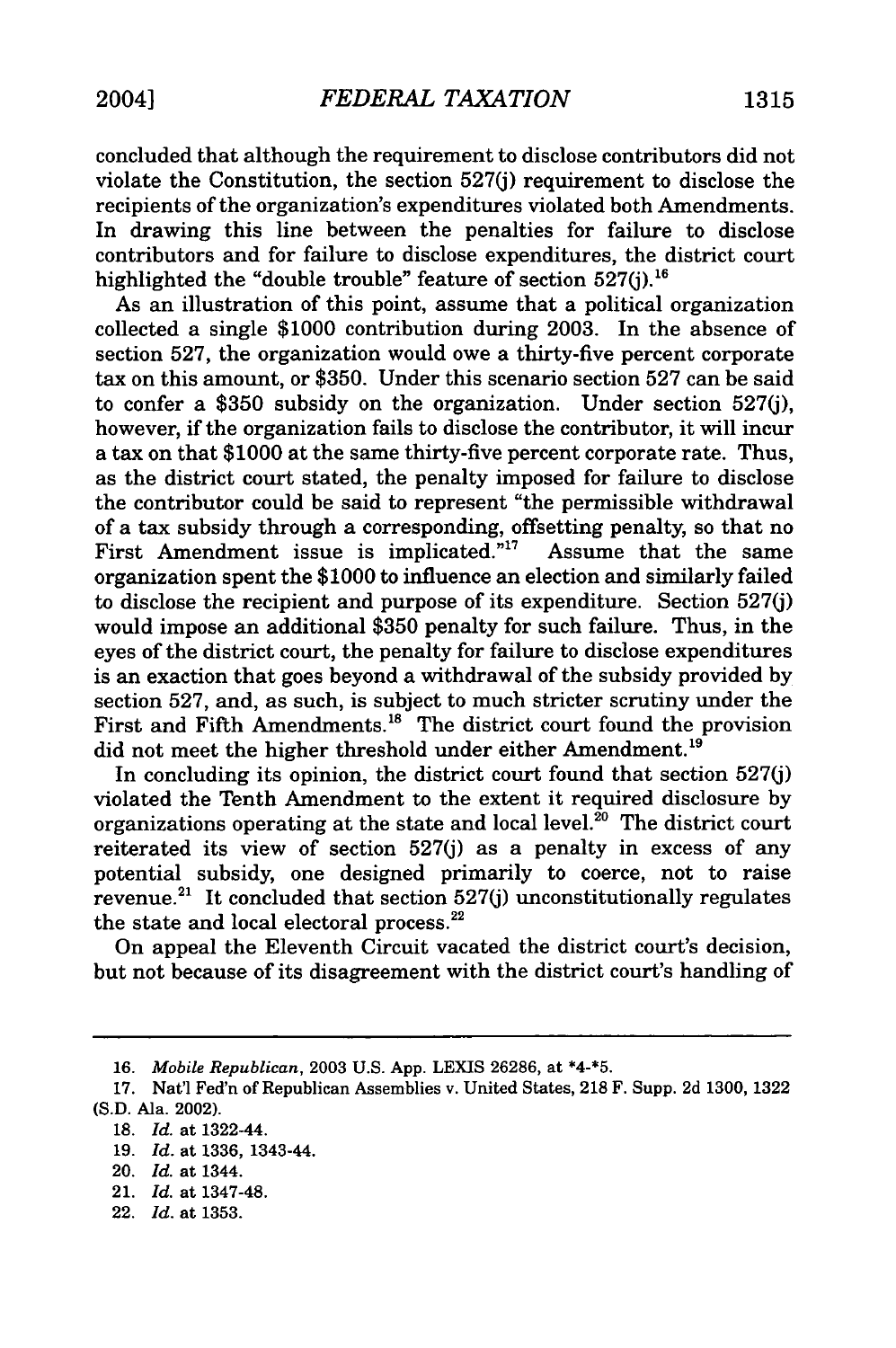concluded that although the requirement to disclose contributors did not violate the Constitution, the section 527(j) requirement to disclose the recipients of the organization's expenditures violated both Amendments. In drawing this line between the penalties for failure to disclose contributors and for failure to disclose expenditures, the district court highlighted the "double trouble" feature of section 527(j).[16]

As an illustration of this point, assume that a political organization collected a single $1000 contribution during 2003. In the absence of section 527, the organization would owe a thirty-five percent corporate tax on this amount, or $350. Under this scenario section 527 can be said to confer a $350 subsidy on the organization. Under section 527(j), however, if the organization fails to disclose the contributor, it will incur a tax on that $1000 at the same thirty-five percent corporate rate. Thus, as the district court stated, the penalty imposed for failure to disclose the contributor could be said to represent "the permissible withdrawal of a tax subsidy through a corresponding, offsetting penalty, so that no First Amendment issue is implicated."[17] Assume that the same organization spent the $1000 to influence an election and similarly failed to disclose the recipient and purpose of its expenditure. Section 527(j) would impose an additional $350 penalty for such failure. Thus, in the eyes of the district court, the penalty for failure to disclose expenditures is an exaction that goes beyond a withdrawal of the subsidy provided by section 527, and, as such, is subject to much stricter scrutiny under the First and Fifth Amendments.[18] The district court found the provision did not meet the higher threshold under either Amendment.[19]

In concluding its opinion, the district court found that section 527(j) violated the Tenth Amendment to the extent it required disclosure by organizations operating at the state and local level.[20] The district court reiterated its view of section 527(j) as a penalty in excess of any potential subsidy, one designed primarily to coerce, not to raise revenue.[21] It concluded that section 527(j) unconstitutionally regulates the state and local electoral process.[22]

On appeal the Eleventh Circuit vacated the district court's decision, but not because of its disagreement with the district court's handling of

---

16. *Mobile Republican*, 2003 U.S. App. LEXIS 26286, at *4-*5.

17. Nat'l Fed'n of Republican Assemblies v. United States, 218 F. Supp. 2d 1300, 1322 (S.D. Ala. 2002).

18. *Id.* at 1322-44.

19. *Id.* at 1336, 1343-44.

20. *Id.* at 1344.

21. *Id.* at 1347-48.

22. *Id.* at 1353.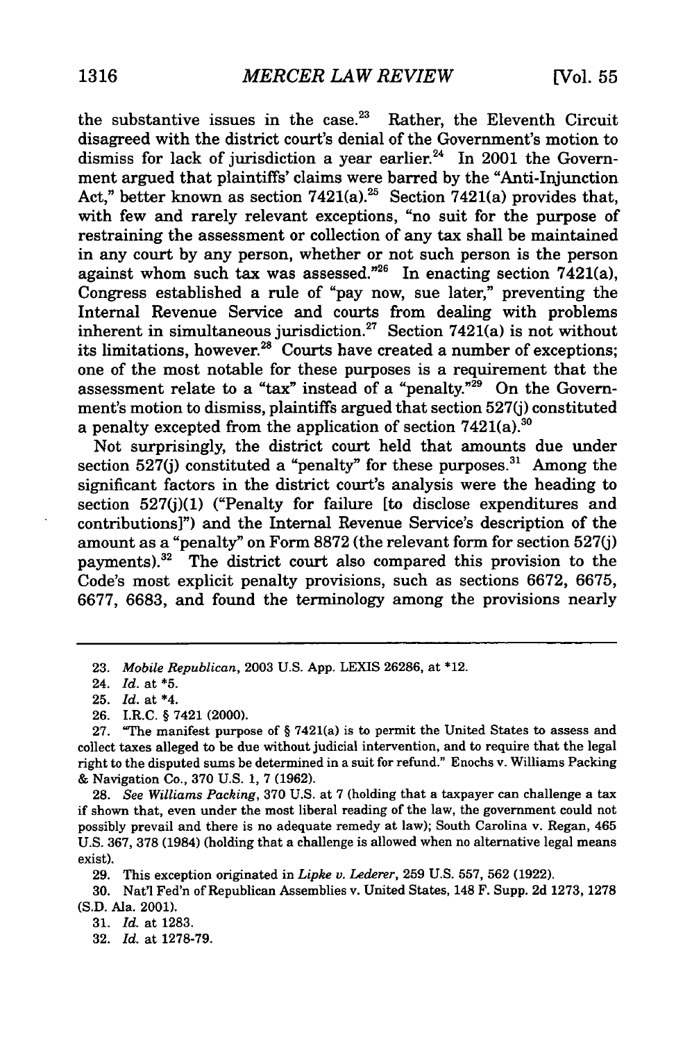the substantive issues in the case.[23] Rather, the Eleventh Circuit disagreed with the district court's denial of the Government's motion to dismiss for lack of jurisdiction a year earlier.[24] In 2001 the Government argued that plaintiffs' claims were barred by the "Anti-Injunction Act," better known as section 7421(a).[25] Section 7421(a) provides that, with few and rarely relevant exceptions, "no suit for the purpose of restraining the assessment or collection of any tax shall be maintained in any court by any person, whether or not such person is the person against whom such tax was assessed."[26] In enacting section 7421(a), Congress established a rule of "pay now, sue later," preventing the Internal Revenue Service and courts from dealing with problems inherent in simultaneous jurisdiction.[27] Section 7421(a) is not without its limitations, however.[28] Courts have created a number of exceptions; one of the most notable for these purposes is a requirement that the assessment relate to a "tax" instead of a "penalty."[29] On the Government's motion to dismiss, plaintiffs argued that section 527(j) constituted a penalty excepted from the application of section 7421(a).[30]

Not surprisingly, the district court held that amounts due under section 527(j) constituted a "penalty" for these purposes.[31] Among the significant factors in the district court's analysis were the heading to section 527(j)(1) ("Penalty for failure [to disclose expenditures and contributions]") and the Internal Revenue Service's description of the amount as a "penalty" on Form 8872 (the relevant form for section 527(j) payments).[32] The district court also compared this provision to the Code's most explicit penalty provisions, such as sections 6672, 6675, 6677, 6683, and found the terminology among the provisions nearly

---

23. *Mobile Republican*, 2003 U.S. App. LEXIS 26286, at *12.

24. *Id.* at *5.

25. *Id.* at *4.

26. I.R.C. § 7421 (2000).

27. "The manifest purpose of § 7421(a) is to permit the United States to assess and collect taxes alleged to be due without judicial intervention, and to require that the legal right to the disputed sums be determined in a suit for refund." Enochs v. Williams Packing & Navigation Co., 370 U.S. 1, 7 (1962).

28. *See Williams Packing*, 370 U.S. at 7 (holding that a taxpayer can challenge a tax if shown that, even under the most liberal reading of the law, the government could not possibly prevail and there is no adequate remedy at law); South Carolina v. Regan, 465 U.S. 367, 378 (1984) (holding that a challenge is allowed when no alternative legal means exist).

29. This exception originated in *Lipke v. Lederer*, 259 U.S. 557, 562 (1922).

30. Nat'l Fed'n of Republican Assemblies v. United States, 148 F. Supp. 2d 1273, 1278 (S.D. Ala. 2001).

31. *Id.* at 1283.

32. *Id.* at 1278-79.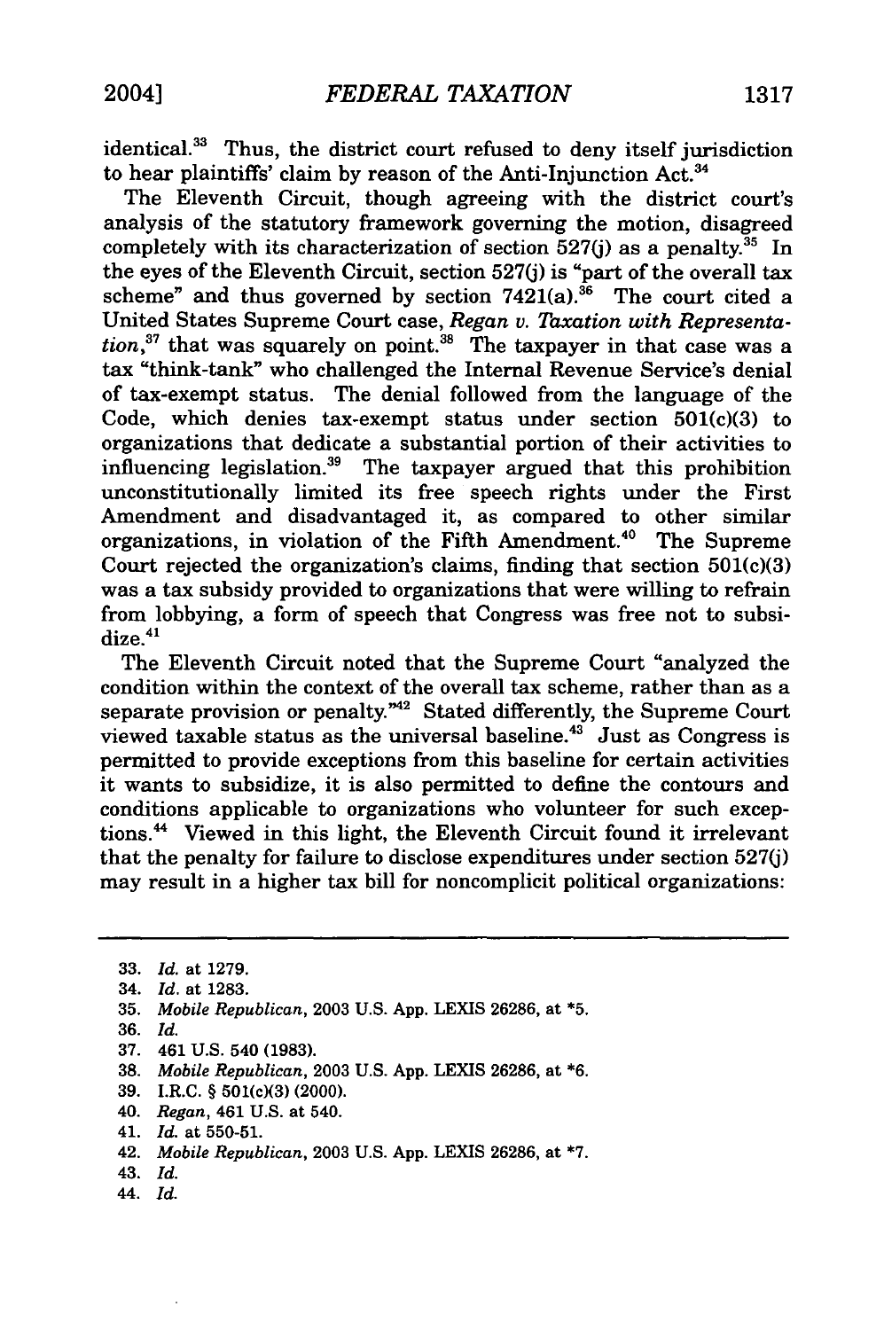identical.[33] Thus, the district court refused to deny itself jurisdiction to hear plaintiffs' claim by reason of the Anti-Injunction Act.[34]

The Eleventh Circuit, though agreeing with the district court's analysis of the statutory framework governing the motion, disagreed completely with its characterization of section 527(j) as a penalty.[35] In the eyes of the Eleventh Circuit, section 527(j) is "part of the overall tax scheme" and thus governed by section 7421(a).[36] The court cited a United States Supreme Court case, *Regan v. Taxation with Representation*,[37] that was squarely on point.[38] The taxpayer in that case was a tax "think-tank" who challenged the Internal Revenue Service's denial of tax-exempt status. The denial followed from the language of the Code, which denies tax-exempt status under section 501(c)(3) to organizations that dedicate a substantial portion of their activities to influencing legislation.[39] The taxpayer argued that this prohibition unconstitutionally limited its free speech rights under the First Amendment and disadvantaged it, as compared to other similar organizations, in violation of the Fifth Amendment.[40] The Supreme Court rejected the organization's claims, finding that section 501(c)(3) was a tax subsidy provided to organizations that were willing to refrain from lobbying, a form of speech that Congress was free not to subsidize.[41]

The Eleventh Circuit noted that the Supreme Court "analyzed the condition within the context of the overall tax scheme, rather than as a separate provision or penalty."[42] Stated differently, the Supreme Court viewed taxable status as the universal baseline.[43] Just as Congress is permitted to provide exceptions from this baseline for certain activities it wants to subsidize, it is also permitted to define the contours and conditions applicable to organizations who volunteer for such exceptions.[44] Viewed in this light, the Eleventh Circuit found it irrelevant that the penalty for failure to disclose expenditures under section 527(j) may result in a higher tax bill for noncomplicit political organizations:

---

33. *Id.* at 1279.
34. *Id.* at 1283.
35. *Mobile Republican*, 2003 U.S. App. LEXIS 26286, at *5.
36. *Id.*
37. 461 U.S. 540 (1983).
38. *Mobile Republican*, 2003 U.S. App. LEXIS 26286, at *6.
39. I.R.C. § 501(c)(3) (2000).
40. *Regan*, 461 U.S. at 540.
41. *Id.* at 550-51.
42. *Mobile Republican*, 2003 U.S. App. LEXIS 26286, at *7.
43. *Id.*
44. *Id.*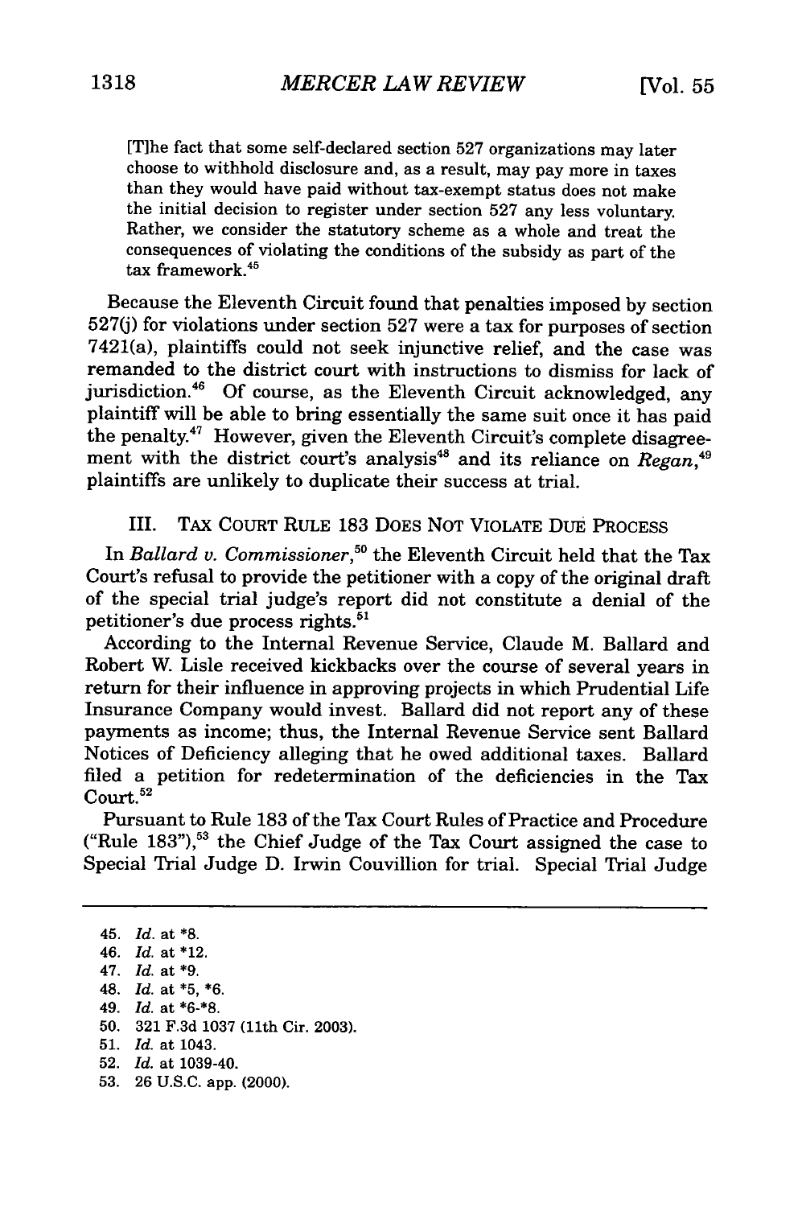> [T]he fact that some self-declared section 527 organizations may later choose to withhold disclosure and, as a result, may pay more in taxes than they would have paid without tax-exempt status does not make the initial decision to register under section 527 any less voluntary. Rather, we consider the statutory scheme as a whole and treat the consequences of violating the conditions of the subsidy as part of the tax framework.[45]

Because the Eleventh Circuit found that penalties imposed by section 527(j) for violations under section 527 were a tax for purposes of section 7421(a), plaintiffs could not seek injunctive relief, and the case was remanded to the district court with instructions to dismiss for lack of jurisdiction.[46] Of course, as the Eleventh Circuit acknowledged, any plaintiff will be able to bring essentially the same suit once it has paid the penalty.[47] However, given the Eleventh Circuit's complete disagreement with the district court's analysis[48] and its reliance on *Regan*,[49] plaintiffs are unlikely to duplicate their success at trial.

## III. TAX COURT RULE 183 DOES NOT VIOLATE DUE PROCESS

In *Ballard v. Commissioner*,[50] the Eleventh Circuit held that the Tax Court's refusal to provide the petitioner with a copy of the original draft of the special trial judge's report did not constitute a denial of the petitioner's due process rights.[51]

According to the Internal Revenue Service, Claude M. Ballard and Robert W. Lisle received kickbacks over the course of several years in return for their influence in approving projects in which Prudential Life Insurance Company would invest. Ballard did not report any of these payments as income; thus, the Internal Revenue Service sent Ballard Notices of Deficiency alleging that he owed additional taxes. Ballard filed a petition for redetermination of the deficiencies in the Tax Court.[52]

Pursuant to Rule 183 of the Tax Court Rules of Practice and Procedure ("Rule 183"),[53] the Chief Judge of the Tax Court assigned the case to Special Trial Judge D. Irwin Couvillion for trial. Special Trial Judge

---

45. *Id.* at *8.
46. *Id.* at *12.
47. *Id.* at *9.
48. *Id.* at *5, *6.
49. *Id.* at *6-*8.
50. 321 F.3d 1037 (11th Cir. 2003).
51. *Id.* at 1043.
52. *Id.* at 1039-40.
53. 26 U.S.C. app. (2000).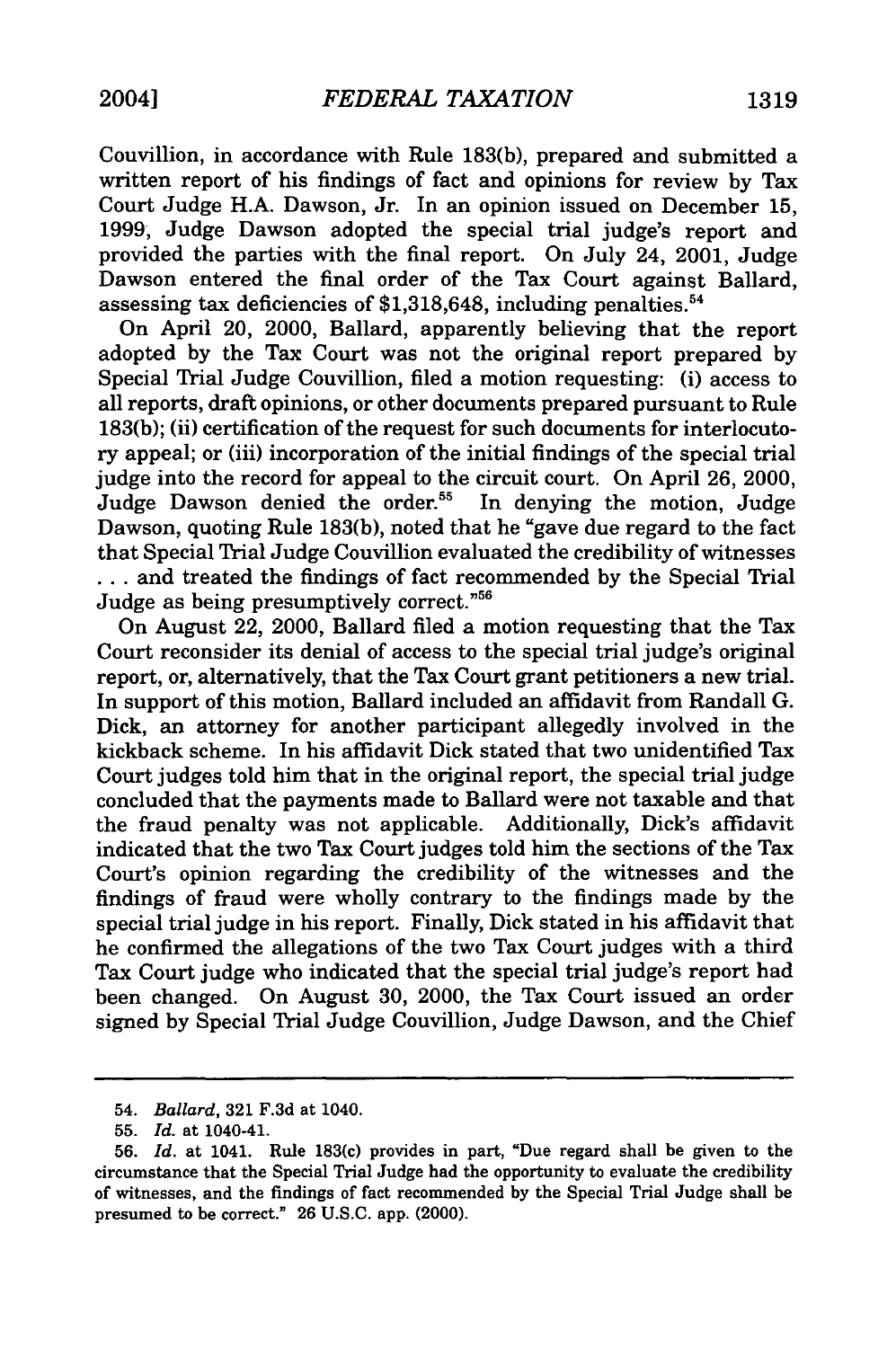Couvillion, in accordance with Rule 183(b), prepared and submitted a written report of his findings of fact and opinions for review by Tax Court Judge H.A. Dawson, Jr. In an opinion issued on December 15, 1999, Judge Dawson adopted the special trial judge's report and provided the parties with the final report. On July 24, 2001, Judge Dawson entered the final order of the Tax Court against Ballard, assessing tax deficiencies of $1,318,648, including penalties.[54]

On April 20, 2000, Ballard, apparently believing that the report adopted by the Tax Court was not the original report prepared by Special Trial Judge Couvillion, filed a motion requesting: (i) access to all reports, draft opinions, or other documents prepared pursuant to Rule 183(b); (ii) certification of the request for such documents for interlocutory appeal; or (iii) incorporation of the initial findings of the special trial judge into the record for appeal to the circuit court. On April 26, 2000, Judge Dawson denied the order.[55] In denying the motion, Judge Dawson, quoting Rule 183(b), noted that he "gave due regard to the fact that Special Trial Judge Couvillion evaluated the credibility of witnesses . . . and treated the findings of fact recommended by the Special Trial Judge as being presumptively correct."[56]

On August 22, 2000, Ballard filed a motion requesting that the Tax Court reconsider its denial of access to the special trial judge's original report, or, alternatively, that the Tax Court grant petitioners a new trial. In support of this motion, Ballard included an affidavit from Randall G. Dick, an attorney for another participant allegedly involved in the kickback scheme. In his affidavit Dick stated that two unidentified Tax Court judges told him that in the original report, the special trial judge concluded that the payments made to Ballard were not taxable and that the fraud penalty was not applicable. Additionally, Dick's affidavit indicated that the two Tax Court judges told him the sections of the Tax Court's opinion regarding the credibility of the witnesses and the findings of fraud were wholly contrary to the findings made by the special trial judge in his report. Finally, Dick stated in his affidavit that he confirmed the allegations of the two Tax Court judges with a third Tax Court judge who indicated that the special trial judge's report had been changed. On August 30, 2000, the Tax Court issued an order signed by Special Trial Judge Couvillion, Judge Dawson, and the Chief

---

54. *Ballard*, 321 F.3d at 1040.

55. *Id.* at 1040-41.

56. *Id.* at 1041. Rule 183(c) provides in part, "Due regard shall be given to the circumstance that the Special Trial Judge had the opportunity to evaluate the credibility of witnesses, and the findings of fact recommended by the Special Trial Judge shall be presumed to be correct." 26 U.S.C. app. (2000).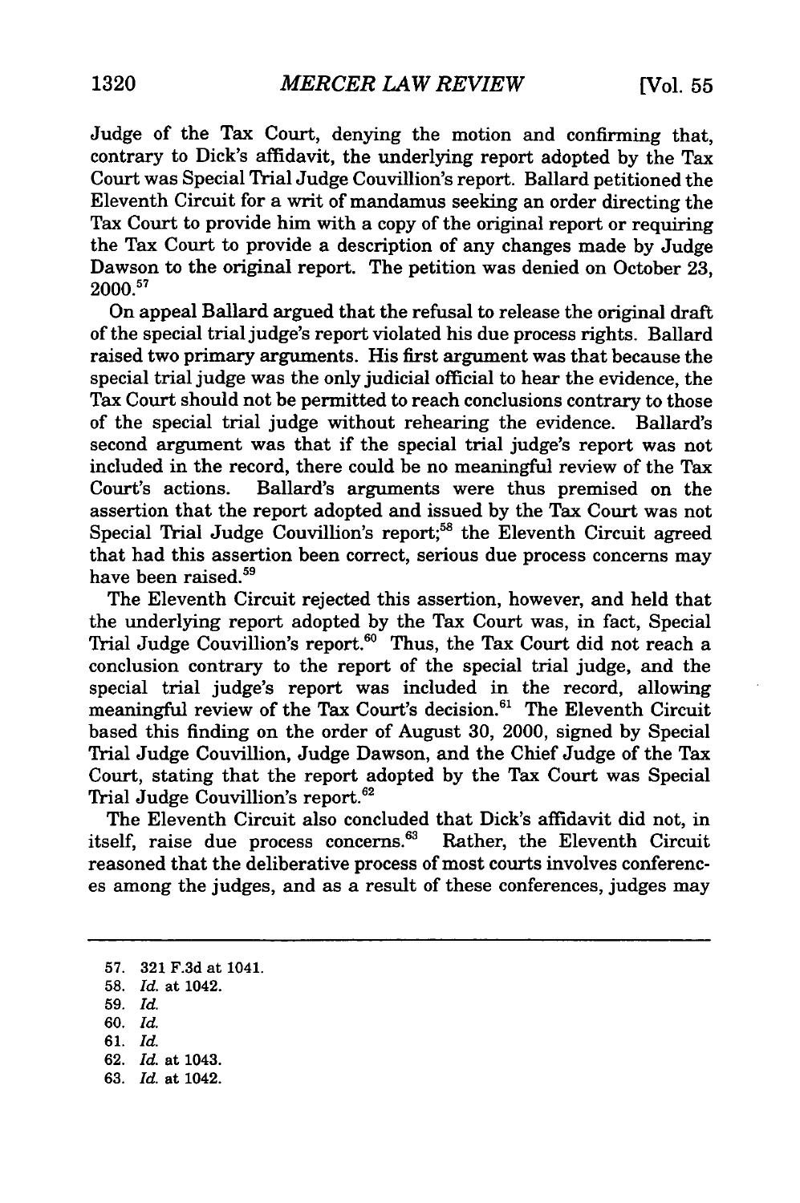Judge of the Tax Court, denying the motion and confirming that, contrary to Dick's affidavit, the underlying report adopted by the Tax Court was Special Trial Judge Couvillion's report. Ballard petitioned the Eleventh Circuit for a writ of mandamus seeking an order directing the Tax Court to provide him with a copy of the original report or requiring the Tax Court to provide a description of any changes made by Judge Dawson to the original report. The petition was denied on October 23, 2000.[57]

On appeal Ballard argued that the refusal to release the original draft of the special trial judge's report violated his due process rights. Ballard raised two primary arguments. His first argument was that because the special trial judge was the only judicial official to hear the evidence, the Tax Court should not be permitted to reach conclusions contrary to those of the special trial judge without rehearing the evidence. Ballard's second argument was that if the special trial judge's report was not included in the record, there could be no meaningful review of the Tax Court's actions. Ballard's arguments were thus premised on the assertion that the report adopted and issued by the Tax Court was not Special Trial Judge Couvillion's report;[58] the Eleventh Circuit agreed that had this assertion been correct, serious due process concerns may have been raised.[59]

The Eleventh Circuit rejected this assertion, however, and held that the underlying report adopted by the Tax Court was, in fact, Special Trial Judge Couvillion's report.[60] Thus, the Tax Court did not reach a conclusion contrary to the report of the special trial judge, and the special trial judge's report was included in the record, allowing meaningful review of the Tax Court's decision.[61] The Eleventh Circuit based this finding on the order of August 30, 2000, signed by Special Trial Judge Couvillion, Judge Dawson, and the Chief Judge of the Tax Court, stating that the report adopted by the Tax Court was Special Trial Judge Couvillion's report.[62]

The Eleventh Circuit also concluded that Dick's affidavit did not, in itself, raise due process concerns.[63] Rather, the Eleventh Circuit reasoned that the deliberative process of most courts involves conferences among the judges, and as a result of these conferences, judges may

---

57. 321 F.3d at 1041.
58. *Id.* at 1042.
59. *Id.*
60. *Id.*
61. *Id.*
62. *Id.* at 1043.
63. *Id.* at 1042.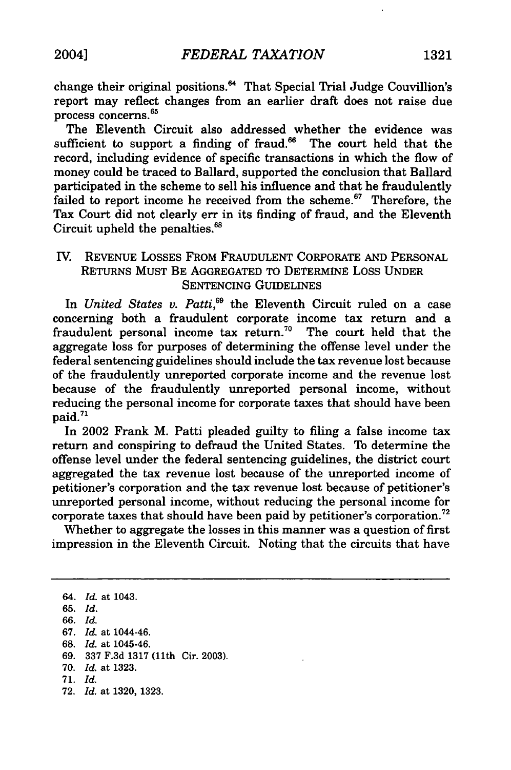change their original positions.[64] That Special Trial Judge Couvillion's report may reflect changes from an earlier draft does not raise due process concerns.[65]

The Eleventh Circuit also addressed whether the evidence was sufficient to support a finding of fraud.[66] The court held that the record, including evidence of specific transactions in which the flow of money could be traced to Ballard, supported the conclusion that Ballard participated in the scheme to sell his influence and that he fraudulently failed to report income he received from the scheme.[67] Therefore, the Tax Court did not clearly err in its finding of fraud, and the Eleventh Circuit upheld the penalties.[68]

## IV. REVENUE LOSSES FROM FRAUDULENT CORPORATE AND PERSONAL RETURNS MUST BE AGGREGATED TO DETERMINE LOSS UNDER SENTENCING GUIDELINES

In *United States v. Patti*,[69] the Eleventh Circuit ruled on a case concerning both a fraudulent corporate income tax return and a fraudulent personal income tax return.[70] The court held that the aggregate loss for purposes of determining the offense level under the federal sentencing guidelines should include the tax revenue lost because of the fraudulently unreported corporate income and the revenue lost because of the fraudulently unreported personal income, without reducing the personal income for corporate taxes that should have been paid.[71]

In 2002 Frank M. Patti pleaded guilty to filing a false income tax return and conspiring to defraud the United States. To determine the offense level under the federal sentencing guidelines, the district court aggregated the tax revenue lost because of the unreported income of petitioner's corporation and the tax revenue lost because of petitioner's unreported personal income, without reducing the personal income for corporate taxes that should have been paid by petitioner's corporation.[72]

Whether to aggregate the losses in this manner was a question of first impression in the Eleventh Circuit. Noting that the circuits that have

---

64. *Id.* at 1043.
65. *Id.*
66. *Id.*
67. *Id.* at 1044-46.
68. *Id.* at 1045-46.
69. 337 F.3d 1317 (11th Cir. 2003).
70. *Id.* at 1323.
71. *Id.*
72. *Id.* at 1320, 1323.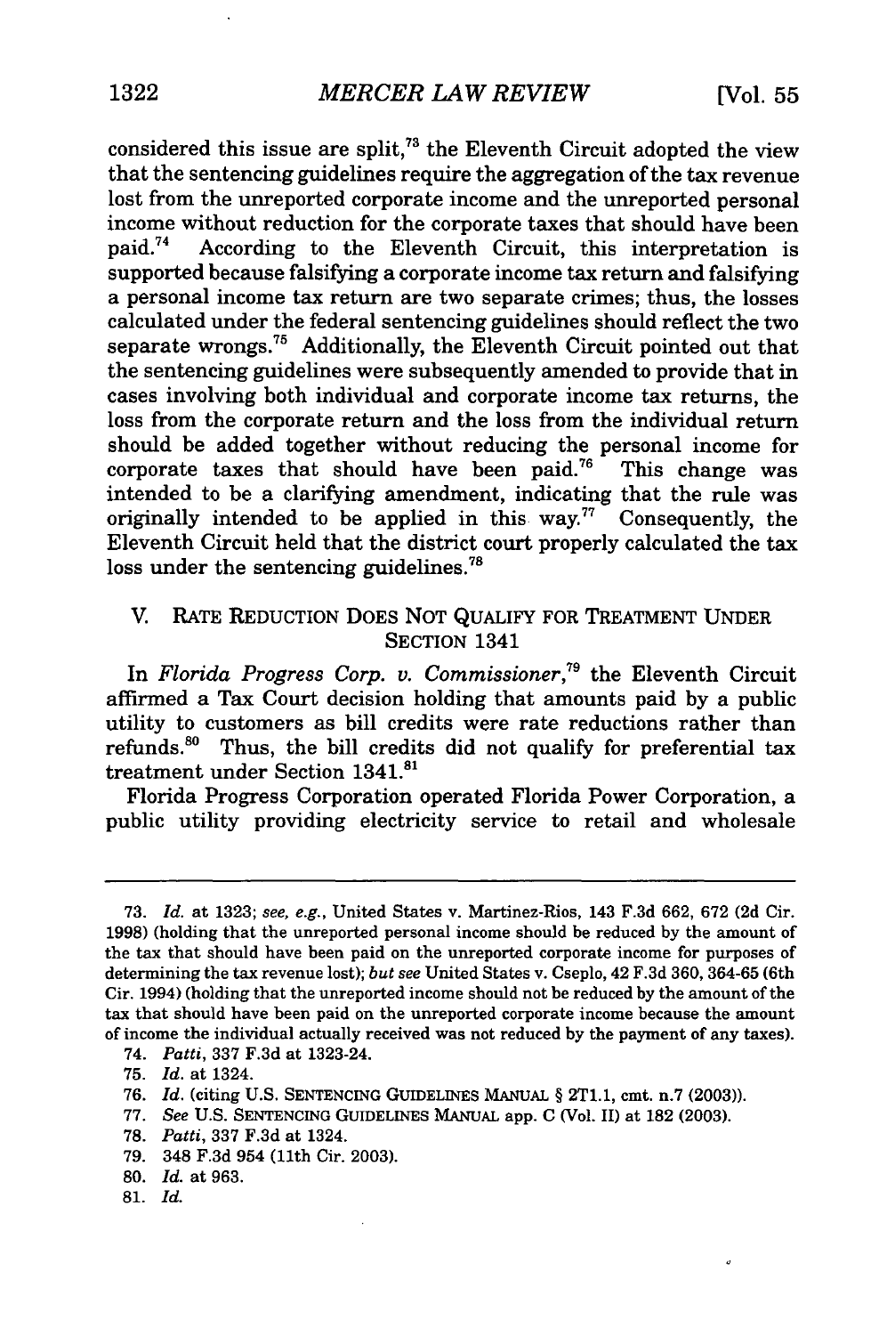considered this issue are split,[73] the Eleventh Circuit adopted the view that the sentencing guidelines require the aggregation of the tax revenue lost from the unreported corporate income and the unreported personal income without reduction for the corporate taxes that should have been paid.[74] According to the Eleventh Circuit, this interpretation is supported because falsifying a corporate income tax return and falsifying a personal income tax return are two separate crimes; thus, the losses calculated under the federal sentencing guidelines should reflect the two separate wrongs.[75] Additionally, the Eleventh Circuit pointed out that the sentencing guidelines were subsequently amended to provide that in cases involving both individual and corporate income tax returns, the loss from the corporate return and the loss from the individual return should be added together without reducing the personal income for corporate taxes that should have been paid.[76] This change was intended to be a clarifying amendment, indicating that the rule was originally intended to be applied in this way.[77] Consequently, the Eleventh Circuit held that the district court properly calculated the tax loss under the sentencing guidelines.[78]

## V. RATE REDUCTION DOES NOT QUALIFY FOR TREATMENT UNDER SECTION 1341

In *Florida Progress Corp. v. Commissioner*,[79] the Eleventh Circuit affirmed a Tax Court decision holding that amounts paid by a public utility to customers as bill credits were rate reductions rather than refunds.[80] Thus, the bill credits did not qualify for preferential tax treatment under Section 1341.[81]

Florida Progress Corporation operated Florida Power Corporation, a public utility providing electricity service to retail and wholesale

---

73. *Id.* at 1323; *see, e.g.*, United States v. Martinez-Rios, 143 F.3d 662, 672 (2d Cir. 1998) (holding that the unreported personal income should be reduced by the amount of the tax that should have been paid on the unreported corporate income for purposes of determining the tax revenue lost); *but see* United States v. Cseplo, 42 F.3d 360, 364-65 (6th Cir. 1994) (holding that the unreported income should not be reduced by the amount of the tax that should have been paid on the unreported corporate income because the amount of income the individual actually received was not reduced by the payment of any taxes).

74. *Patti*, 337 F.3d at 1323-24.

75. *Id.* at 1324.

76. *Id.* (citing U.S. SENTENCING GUIDELINES MANUAL § 2T1.1, cmt. n.7 (2003)).

77. *See* U.S. SENTENCING GUIDELINES MANUAL app. C (Vol. II) at 182 (2003).

78. *Patti*, 337 F.3d at 1324.

79. 348 F.3d 954 (11th Cir. 2003).

80. *Id.* at 963.

81. *Id.*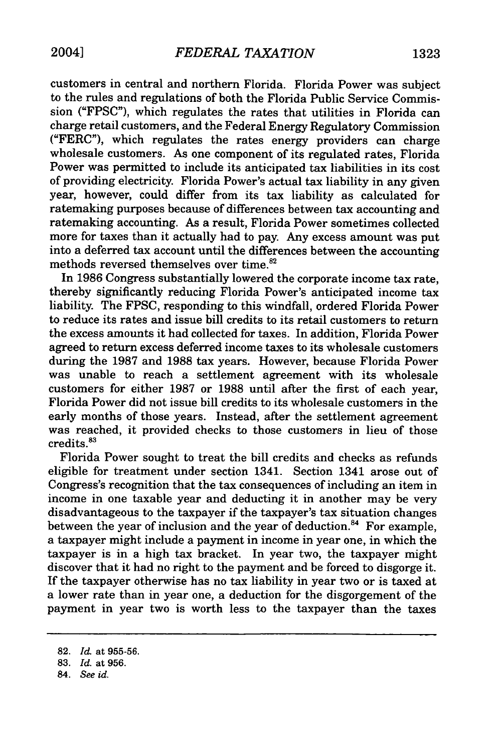customers in central and northern Florida. Florida Power was subject to the rules and regulations of both the Florida Public Service Commission ("FPSC"), which regulates the rates that utilities in Florida can charge retail customers, and the Federal Energy Regulatory Commission ("FERC"), which regulates the rates energy providers can charge wholesale customers. As one component of its regulated rates, Florida Power was permitted to include its anticipated tax liabilities in its cost of providing electricity. Florida Power's actual tax liability in any given year, however, could differ from its tax liability as calculated for ratemaking purposes because of differences between tax accounting and ratemaking accounting. As a result, Florida Power sometimes collected more for taxes than it actually had to pay. Any excess amount was put into a deferred tax account until the differences between the accounting methods reversed themselves over time.[82]

In 1986 Congress substantially lowered the corporate income tax rate, thereby significantly reducing Florida Power's anticipated income tax liability. The FPSC, responding to this windfall, ordered Florida Power to reduce its rates and issue bill credits to its retail customers to return the excess amounts it had collected for taxes. In addition, Florida Power agreed to return excess deferred income taxes to its wholesale customers during the 1987 and 1988 tax years. However, because Florida Power was unable to reach a settlement agreement with its wholesale customers for either 1987 or 1988 until after the first of each year, Florida Power did not issue bill credits to its wholesale customers in the early months of those years. Instead, after the settlement agreement was reached, it provided checks to those customers in lieu of those credits.[83]

Florida Power sought to treat the bill credits and checks as refunds eligible for treatment under section 1341. Section 1341 arose out of Congress's recognition that the tax consequences of including an item in income in one taxable year and deducting it in another may be very disadvantageous to the taxpayer if the taxpayer's tax situation changes between the year of inclusion and the year of deduction.[84] For example, a taxpayer might include a payment in income in year one, in which the taxpayer is in a high tax bracket. In year two, the taxpayer might discover that it had no right to the payment and be forced to disgorge it. If the taxpayer otherwise has no tax liability in year two or is taxed at a lower rate than in year one, a deduction for the disgorgement of the payment in year two is worth less to the taxpayer than the taxes

---

82. *Id.* at 955-56.

83. *Id.* at 956.

84. *See id.*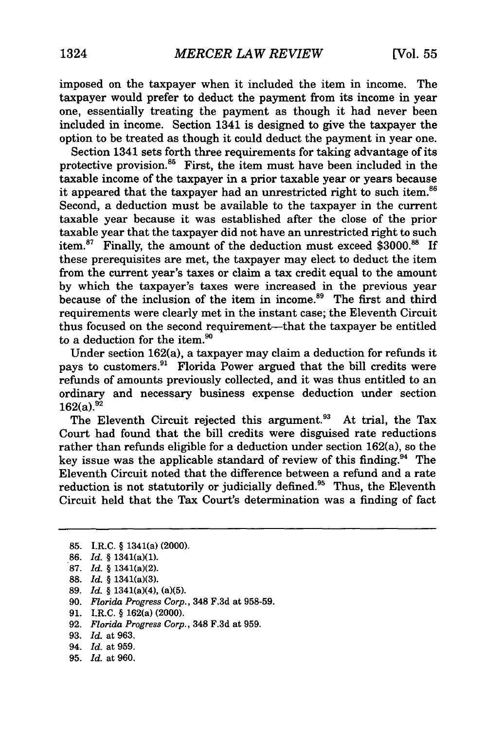imposed on the taxpayer when it included the item in income. The taxpayer would prefer to deduct the payment from its income in year one, essentially treating the payment as though it had never been included in income. Section 1341 is designed to give the taxpayer the option to be treated as though it could deduct the payment in year one.

Section 1341 sets forth three requirements for taking advantage of its protective provision.[85] First, the item must have been included in the taxable income of the taxpayer in a prior taxable year or years because it appeared that the taxpayer had an unrestricted right to such item.[86] Second, a deduction must be available to the taxpayer in the current taxable year because it was established after the close of the prior taxable year that the taxpayer did not have an unrestricted right to such item.[87] Finally, the amount of the deduction must exceed $3000.[88] If these prerequisites are met, the taxpayer may elect to deduct the item from the current year's taxes or claim a tax credit equal to the amount by which the taxpayer's taxes were increased in the previous year because of the inclusion of the item in income.[89] The first and third requirements were clearly met in the instant case; the Eleventh Circuit thus focused on the second requirement—that the taxpayer be entitled to a deduction for the item.[90]

Under section 162(a), a taxpayer may claim a deduction for refunds it pays to customers.[91] Florida Power argued that the bill credits were refunds of amounts previously collected, and it was thus entitled to an ordinary and necessary business expense deduction under section 162(a).[92]

The Eleventh Circuit rejected this argument.[93] At trial, the Tax Court had found that the bill credits were disguised rate reductions rather than refunds eligible for a deduction under section 162(a), so the key issue was the applicable standard of review of this finding.[94] The Eleventh Circuit noted that the difference between a refund and a rate reduction is not statutorily or judicially defined.[95] Thus, the Eleventh Circuit held that the Tax Court's determination was a finding of fact

---

85. I.R.C. § 1341(a) (2000).
86. *Id.* § 1341(a)(1).
87. *Id.* § 1341(a)(2).
88. *Id.* § 1341(a)(3).
89. *Id.* § 1341(a)(4), (a)(5).
90. *Florida Progress Corp.*, 348 F.3d at 958-59.
91. I.R.C. § 162(a) (2000).
92. *Florida Progress Corp.*, 348 F.3d at 959.
93. *Id.* at 963.
94. *Id.* at 959.
95. *Id.* at 960.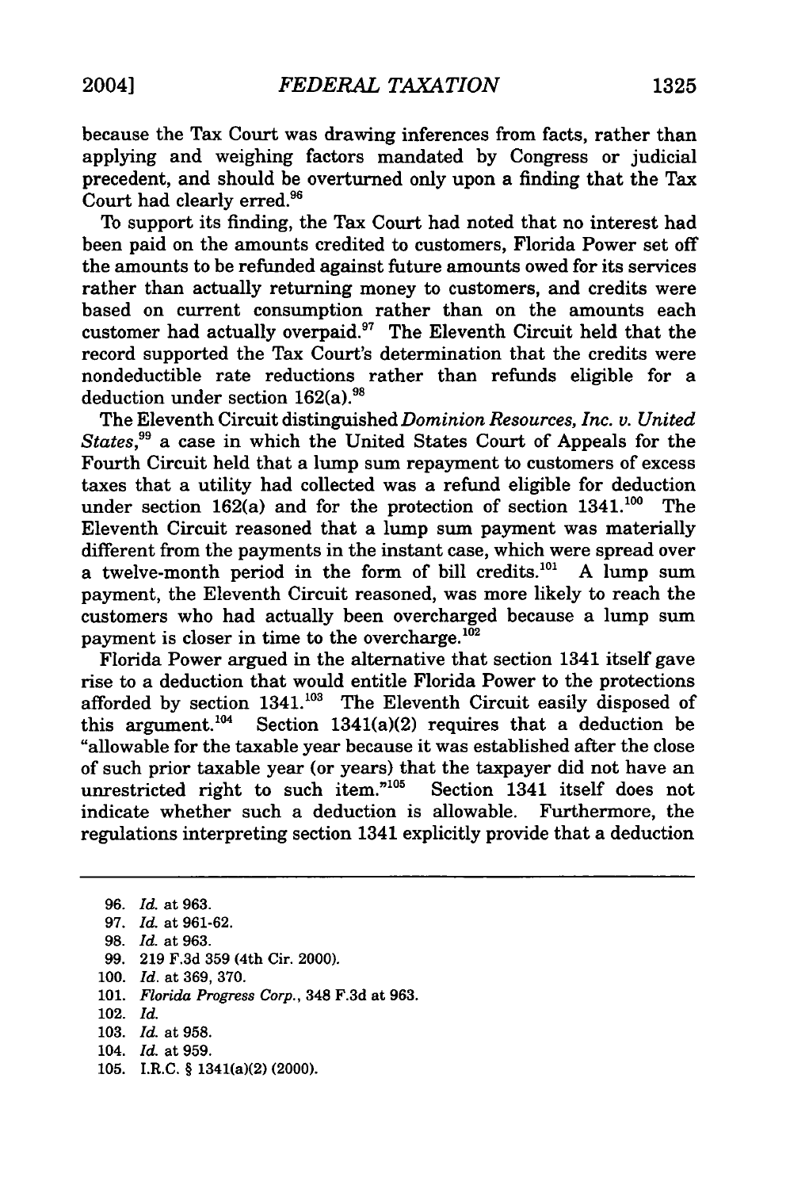because the Tax Court was drawing inferences from facts, rather than applying and weighing factors mandated by Congress or judicial precedent, and should be overturned only upon a finding that the Tax Court had clearly erred.[96]

To support its finding, the Tax Court had noted that no interest had been paid on the amounts credited to customers, Florida Power set off the amounts to be refunded against future amounts owed for its services rather than actually returning money to customers, and credits were based on current consumption rather than on the amounts each customer had actually overpaid.[97] The Eleventh Circuit held that the record supported the Tax Court's determination that the credits were nondeductible rate reductions rather than refunds eligible for a deduction under section 162(a).[98]

The Eleventh Circuit distinguished *Dominion Resources, Inc. v. United States*,[99] a case in which the United States Court of Appeals for the Fourth Circuit held that a lump sum repayment to customers of excess taxes that a utility had collected was a refund eligible for deduction under section 162(a) and for the protection of section 1341.[100] The Eleventh Circuit reasoned that a lump sum payment was materially different from the payments in the instant case, which were spread over a twelve-month period in the form of bill credits.[101] A lump sum payment, the Eleventh Circuit reasoned, was more likely to reach the customers who had actually been overcharged because a lump sum payment is closer in time to the overcharge.[102]

Florida Power argued in the alternative that section 1341 itself gave rise to a deduction that would entitle Florida Power to the protections afforded by section 1341.[103] The Eleventh Circuit easily disposed of this argument.[104] Section 1341(a)(2) requires that a deduction be "allowable for the taxable year because it was established after the close of such prior taxable year (or years) that the taxpayer did not have an unrestricted right to such item."[105] Section 1341 itself does not indicate whether such a deduction is allowable. Furthermore, the regulations interpreting section 1341 explicitly provide that a deduction

---

96. *Id.* at 963.
97. *Id.* at 961-62.
98. *Id.* at 963.
99. 219 F.3d 359 (4th Cir. 2000).
100. *Id.* at 369, 370.
101. *Florida Progress Corp.*, 348 F.3d at 963.
102. *Id.*
103. *Id.* at 958.
104. *Id.* at 959.
105. I.R.C. § 1341(a)(2) (2000).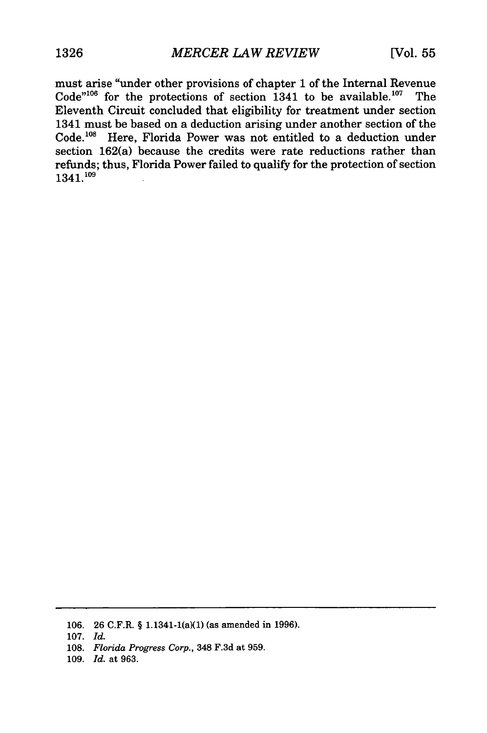must arise "under other provisions of chapter 1 of the Internal Revenue Code"[106] for the protections of section 1341 to be available.[107] The Eleventh Circuit concluded that eligibility for treatment under section 1341 must be based on a deduction arising under another section of the Code.[108] Here, Florida Power was not entitled to a deduction under section 162(a) because the credits were rate reductions rather than refunds; thus, Florida Power failed to qualify for the protection of section 1341.[109]

---

106. 26 C.F.R. § 1.1341-1(a)(1) (as amended in 1996).

107. *Id.*

108. *Florida Progress Corp.*, 348 F.3d at 959.

109. *Id.* at 963.